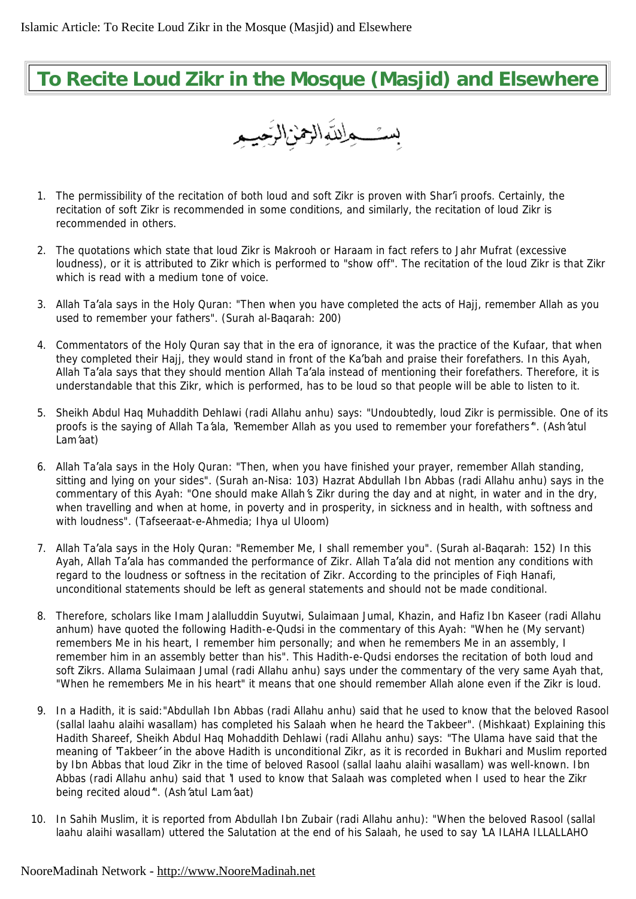# To Recite Loud Zikr in the Mosque (Masjid) and Elsewhere

بسم الله الرحمن الرحيم

1. The permissibility of the recitation of both loud and soft Zikr is proven with Shar'i proofs. Certainly, the recitation of soft Zikr is recommended in some conditions, and similarly, the recitation of loud Zikr is recommended in others.

2. The quotations which state that loud Zikr is Makrooh or Haraam in fact refers to Jahr Mufrat (excessive loudness), or it is attributed to Zikr which is performed to "show off". The recitation of the loud Zikr is that Zikr which is read with a medium tone of voice.

3. Allah Ta'ala says in the Holy Quran: "Then when you have completed the acts of Hajj, remember Allah as you used to remember your fathers". (Surah al-Baqarah: 200)

4. Commentators of the Holy Quran say that in the era of ignorance, it was the practice of the Kufaar, that when they completed their Hajj, they would stand in front of the Ka'bah and praise their forefathers. In this Ayah, Allah Ta'ala says that they should mention Allah Ta'ala instead of mentioning their forefathers. Therefore, it is understandable that this Zikr, which is performed, has to be loud so that people will be able to listen to it.

5. Sheikh Abdul Haq Muhaddith Dehlawi (radi Allahu anhu) says: "Undoubtedly, loud Zikr is permissible. One of its proofs is the saying of Allah Ta'ala, 'Remember Allah as you used to remember your forefathers'". (Ash'atul Lam'aat)

6. Allah Ta'ala says in the Holy Quran: "Then, when you have finished your prayer, remember Allah standing, sitting and lying on your sides". (Surah an-Nisa: 103) Hazrat Abdullah Ibn Abbas (radi Allahu anhu) says in the commentary of this Ayah: "One should make Allah's Zikr during the day and at night, in water and in the dry, when travelling and when at home, in poverty and in prosperity, in sickness and in health, with softness and with loudness". (Tafseeraat-e-Ahmedia; Ihya ul Uloom)

7. Allah Ta'ala says in the Holy Quran: "Remember Me, I shall remember you". (Surah al-Baqarah: 152) In this Ayah, Allah Ta'ala has commanded the performance of Zikr. Allah Ta'ala did not mention any conditions with regard to the loudness or softness in the recitation of Zikr. According to the principles of Fiqh Hanafi, unconditional statements should be left as general statements and should not be made conditional.

8. Therefore, scholars like Imam Jalalluddin Suyutwi, Sulaimaan Jumal, Khazin, and Hafiz Ibn Kaseer (radi Allahu anhum) have quoted the following Hadith-e-Qudsi in the commentary of this Ayah: "When he (My servant) remembers Me in his heart, I remember him personally; and when he remembers Me in an assembly, I remember him in an assembly better than his". This Hadith-e-Qudsi endorses the recitation of both loud and soft Zikrs. Allama Sulaimaan Jumal (radi Allahu anhu) says under the commentary of the very same Ayah that, "When he remembers Me in his heart" it means that one should remember Allah alone even if the Zikr is loud.

9. In a Hadith, it is said:"Abdullah Ibn Abbas (radi Allahu anhu) said that he used to know that the beloved Rasool (sallal laahu alaihi wasallam) has completed his Salaah when he heard the Takbeer". (Mishkaat) Explaining this Hadith Shareef, Sheikh Abdul Haq Mohaddith Dehlawi (radi Allahu anhu) says: "The Ulama have said that the meaning of 'Takbeer' in the above Hadith is unconditional Zikr, as it is recorded in Bukhari and Muslim reported by Ibn Abbas that loud Zikr in the time of beloved Rasool (sallal laahu alaihi wasallam) was well-known. Ibn Abbas (radi Allahu anhu) said that 'I used to know that Salaah was completed when I used to hear the Zikr being recited aloud'". (Ash'atul Lam'aat)

10. In Sahih Muslim, it is reported from Abdullah Ibn Zubair (radi Allahu anhu): "When the beloved Rasool (sallal laahu alaihi wasallam) uttered the Salutation at the end of his Salaah, he used to say 'LA ILAHA ILLALLAHO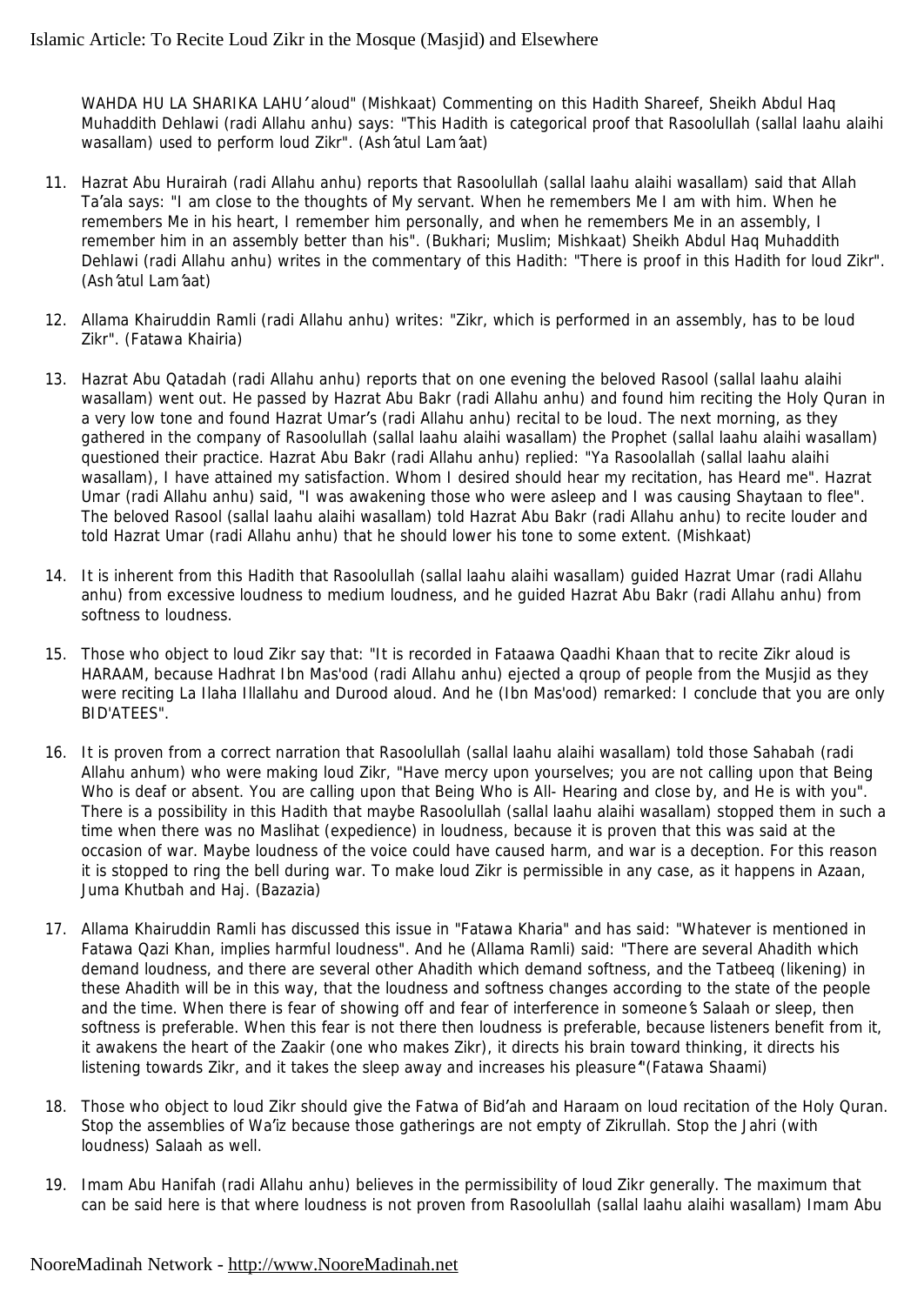WAHDA HU LA SHARIKA LAHU´aloud" (Mishkaat) Commenting on this Hadith Shareef, Sheikh Abdul Haq Muhaddith Dehlawi (radi Allahu anhu) says: "This Hadith is categorical proof that Rasoolullah (sallal laahu alaihi wasallam) used to perform loud Zikr". (Ash'atul Lam'aat)

11. Hazrat Abu Hurairah (radi Allahu anhu) reports that Rasoolullah (sallal laahu alaihi wasallam) said that Allah Ta'ala says: "I am close to the thoughts of My servant. When he remembers Me I am with him. When he remembers Me in his heart, I remember him personally, and when he remembers Me in an assembly, I remember him in an assembly better than his". (Bukhari; Muslim; Mishkaat) Sheikh Abdul Haq Muhaddith Dehlawi (radi Allahu anhu) writes in the commentary of this Hadith: "There is proof in this Hadith for loud Zikr". (Ash'atul Lam'aat)
12. Allama Khairuddin Ramli (radi Allahu anhu) writes: "Zikr, which is performed in an assembly, has to be loud Zikr". (Fatawa Khairia)
13. Hazrat Abu Qatadah (radi Allahu anhu) reports that on one evening the beloved Rasool (sallal laahu alaihi wasallam) went out. He passed by Hazrat Abu Bakr (radi Allahu anhu) and found him reciting the Holy Quran in a very low tone and found Hazrat Umar's (radi Allahu anhu) recital to be loud. The next morning, as they gathered in the company of Rasoolullah (sallal laahu alaihi wasallam) the Prophet (sallal laahu alaihi wasallam) questioned their practice. Hazrat Abu Bakr (radi Allahu anhu) replied: "Ya Rasoolallah (sallal laahu alaihi wasallam), I have attained my satisfaction. Whom I desired should hear my recitation, has Heard me". Hazrat Umar (radi Allahu anhu) said, "I was awakening those who were asleep and I was causing Shaytaan to flee". The beloved Rasool (sallal laahu alaihi wasallam) told Hazrat Abu Bakr (radi Allahu anhu) to recite louder and told Hazrat Umar (radi Allahu anhu) that he should lower his tone to some extent. (Mishkaat)
14. It is inherent from this Hadith that Rasoolullah (sallal laahu alaihi wasallam) guided Hazrat Umar (radi Allahu anhu) from excessive loudness to medium loudness, and he guided Hazrat Abu Bakr (radi Allahu anhu) from softness to loudness.
15. Those who object to loud Zikr say that: "It is recorded in Fataawa Qaadhi Khaan that to recite Zikr aloud is HARAAM, because Hadhrat Ibn Mas'ood (radi Allahu anhu) ejected a group of people from the Musjid as they were reciting La Ilaha Illallahu and Durood aloud. And he (Ibn Mas'ood) remarked: I conclude that you are only BID'ATEES".
16. It is proven from a correct narration that Rasoolullah (sallal laahu alaihi wasallam) told those Sahabah (radi Allahu anhum) who were making loud Zikr, "Have mercy upon yourselves; you are not calling upon that Being Who is deaf or absent. You are calling upon that Being Who is All- Hearing and close by, and He is with you". There is a possibility in this Hadith that maybe Rasoolullah (sallal laahu alaihi wasallam) stopped them in such a time when there was no Maslihat (expedience) in loudness, because it is proven that this was said at the occasion of war. Maybe loudness of the voice could have caused harm, and war is a deception. For this reason it is stopped to ring the bell during war. To make loud Zikr is permissible in any case, as it happens in Azaan, Juma Khutbah and Haj. (Bazazia)
17. Allama Khairuddin Ramli has discussed this issue in "Fatawa Kharia" and has said: "Whatever is mentioned in Fatawa Qazi Khan, implies harmful loudness". And he (Allama Ramli) said: "There are several Ahadith which demand loudness, and there are several other Ahadith which demand softness, and the Tatbeeq (likening) in these Ahadith will be in this way, that the loudness and softness changes according to the state of the people and the time. When there is fear of showing off and fear of interference in someone's Salaah or sleep, then softness is preferable. When this fear is not there then loudness is preferable, because listeners benefit from it, it awakens the heart of the Zaakir (one who makes Zikr), it directs his brain toward thinking, it directs his listening towards Zikr, and it takes the sleep away and increases his pleasure" (Fatawa Shaami)
18. Those who object to loud Zikr should give the Fatwa of Bid'ah and Haraam on loud recitation of the Holy Quran. Stop the assemblies of Wa'iz because those gatherings are not empty of Zikrullah. Stop the Jahri (with loudness) Salaah as well.
19. Imam Abu Hanifah (radi Allahu anhu) believes in the permissibility of loud Zikr generally. The maximum that can be said here is that where loudness is not proven from Rasoolullah (sallal laahu alaihi wasallam) Imam Abu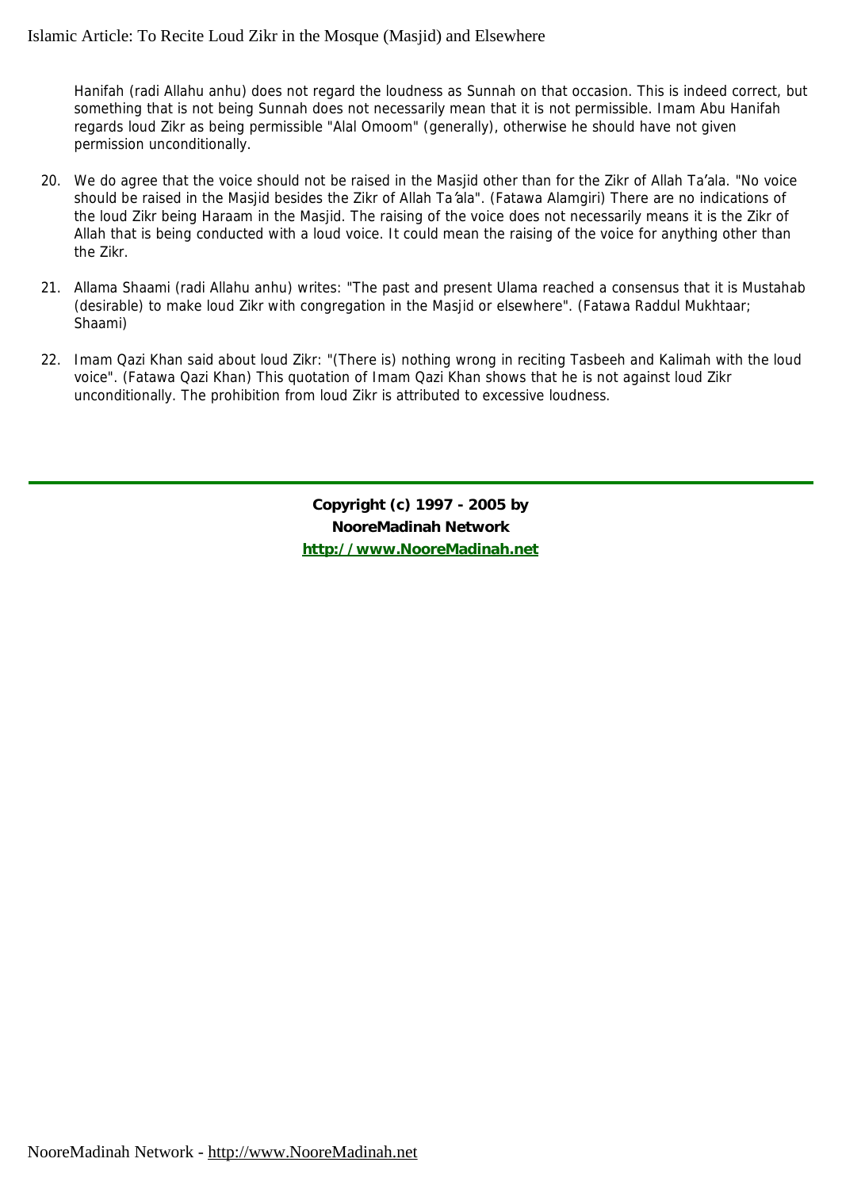Hanifah (radi Allahu anhu) does not regard the loudness as Sunnah on that occasion. This is indeed correct, but something that is not being Sunnah does not necessarily mean that it is not permissible. Imam Abu Hanifah regards loud Zikr as being permissible "Alal Omoom" (generally), otherwise he should have not given permission unconditionally.

20. We do agree that the voice should not be raised in the Masjid other than for the Zikr of Allah Ta'ala. "No voice should be raised in the Masjid besides the Zikr of Allah Ta'ala". (Fatawa Alamgiri) There are no indications of the loud Zikr being Haraam in the Masjid. The raising of the voice does not necessarily means it is the Zikr of Allah that is being conducted with a loud voice. It could mean the raising of the voice for anything other than the Zikr.

21. Allama Shaami (radi Allahu anhu) writes: "The past and present Ulama reached a consensus that it is Mustahab (desirable) to make loud Zikr with congregation in the Masjid or elsewhere". (Fatawa Raddul Mukhtaar; Shaami)

22. Imam Qazi Khan said about loud Zikr: "(There is) nothing wrong in reciting Tasbeeh and Kalimah with the loud voice". (Fatawa Qazi Khan) This quotation of Imam Qazi Khan shows that he is not against loud Zikr unconditionally. The prohibition from loud Zikr is attributed to excessive loudness.

---

**Copyright (c) 1997 - 2005 by**
**NooreMadinah Network**
**http://www.NooreMadinah.net**